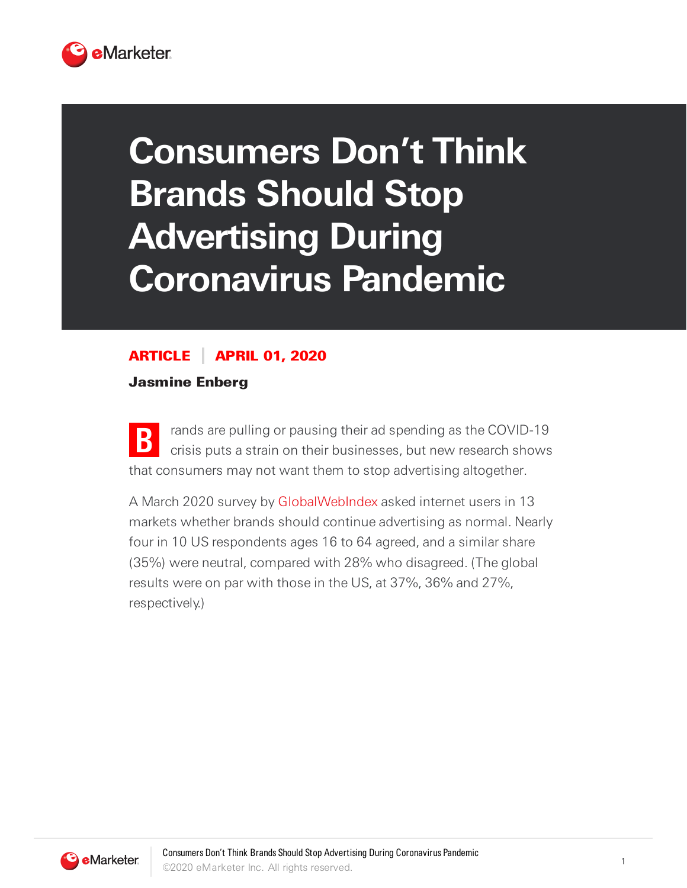# Consumers Don't Think Brands Should Stop Advertising During Coronavirus Pandemic

**ARTICLE | APRIL 01, 2020**

**Jasmine Enberg**

Brands are pulling or pausing their ad spending as the COVID-19 crisis puts a strain on their businesses, but new research shows that consumers may not want them to stop advertising altogether.

A March 2020 survey by GlobalWebIndex asked internet users in 13 markets whether brands should continue advertising as normal. Nearly four in 10 US respondents ages 16 to 64 agreed, and a similar share (35%) were neutral, compared with 28% who disagreed. (The global results were on par with those in the US, at 37%, 36% and 27%, respectively.)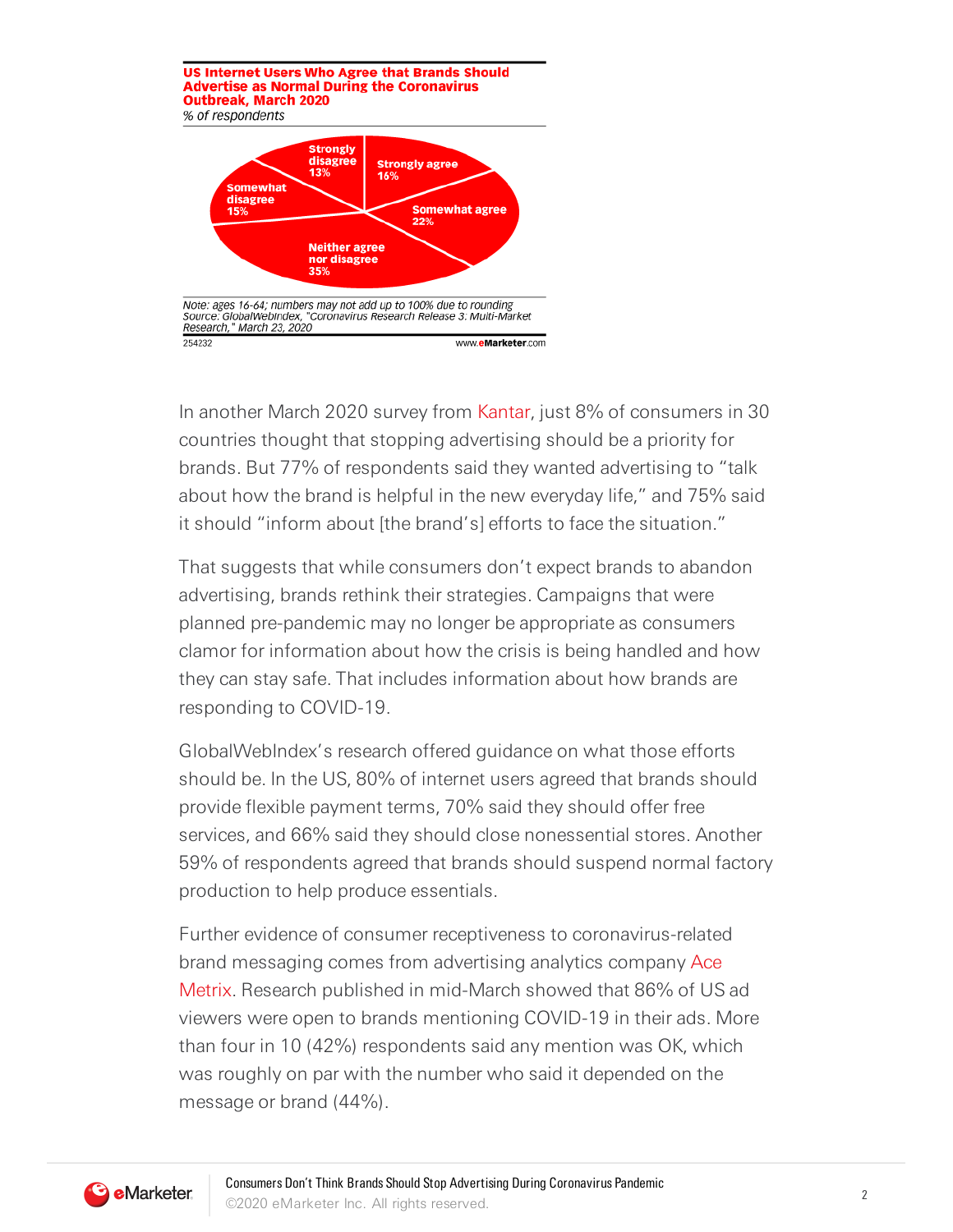**US Internet Users Who Agree that Brands Should Advertise as Normal During the Coronavirus Outbreak, March 2020**
*% of respondents*

| Response | % |
|---|---|
| Strongly agree | 16% |
| Somewhat agree | 22% |
| Neither agree nor disagree | 35% |
| Somewhat disagree | 15% |
| Strongly disagree | 13% |

*Note: ages 16-64; numbers may not add up to 100% due to rounding*
*Source: GlobalWebIndex, "Coronavirus Research Release 3: Multi-Market Research," March 23, 2020*
254232 www.eMarketer.com

In another March 2020 survey from Kantar, just 8% of consumers in 30 countries thought that stopping advertising should be a priority for brands. But 77% of respondents said they wanted advertising to "talk about how the brand is helpful in the new everyday life," and 75% said it should "inform about [the brand's] efforts to face the situation."

That suggests that while consumers don't expect brands to abandon advertising, brands rethink their strategies. Campaigns that were planned pre-pandemic may no longer be appropriate as consumers clamor for information about how the crisis is being handled and how they can stay safe. That includes information about how brands are responding to COVID-19.

GlobalWebIndex's research offered guidance on what those efforts should be. In the US, 80% of internet users agreed that brands should provide flexible payment terms, 70% said they should offer free services, and 66% said they should close nonessential stores. Another 59% of respondents agreed that brands should suspend normal factory production to help produce essentials.

Further evidence of consumer receptiveness to coronavirus-related brand messaging comes from advertising analytics company Ace Metrix. Research published in mid-March showed that 86% of US ad viewers were open to brands mentioning COVID-19 in their ads. More than four in 10 (42%) respondents said any mention was OK, which was roughly on par with the number who said it depended on the message or brand (44%).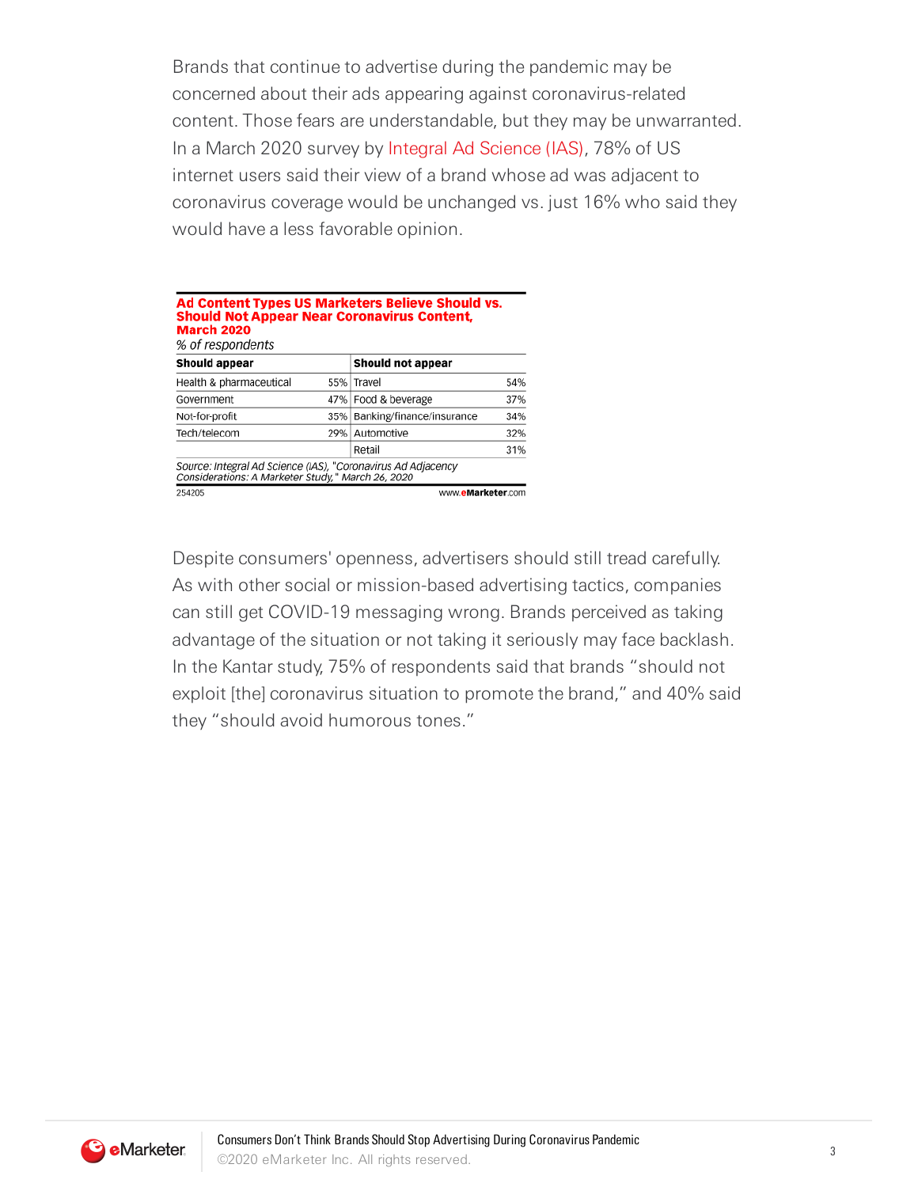Brands that continue to advertise during the pandemic may be concerned about their ads appearing against coronavirus-related content. Those fears are understandable, but they may be unwarranted. In a March 2020 survey by Integral Ad Science (IAS), 78% of US internet users said their view of a brand whose ad was adjacent to coronavirus coverage would be unchanged vs. just 16% who said they would have a less favorable opinion.

**Ad Content Types US Marketers Believe Should vs. Should Not Appear Near Coronavirus Content, March 2020**

*% of respondents*

| Should appear | | Should not appear | |
|---|---|---|---|
| Health & pharmaceutical | 55% | Travel | 54% |
| Government | 47% | Food & beverage | 37% |
| Not-for-profit | 35% | Banking/finance/insurance | 34% |
| Tech/telecom | 29% | Automotive | 32% |
| | | Retail | 31% |

*Source: Integral Ad Science (IAS), "Coronavirus Ad Adjacency Considerations: A Marketer Study," March 26, 2020*

254205 www.eMarketer.com

Despite consumers' openness, advertisers should still tread carefully. As with other social or mission-based advertising tactics, companies can still get COVID-19 messaging wrong. Brands perceived as taking advantage of the situation or not taking it seriously may face backlash. In the Kantar study, 75% of respondents said that brands "should not exploit [the] coronavirus situation to promote the brand," and 40% said they "should avoid humorous tones."